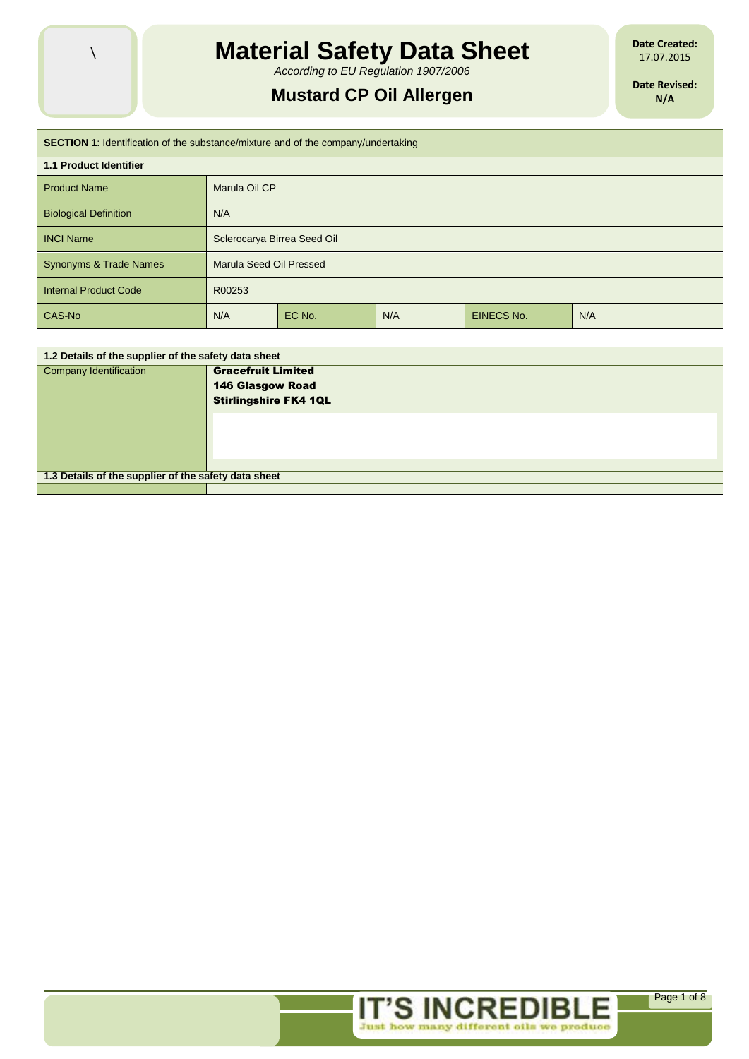\

# Material Safety Data Sheet

*According to EU Regulation 1907/2006*

## Mustard CP Oil Allergen

**Date Created:** 17.07.2015

**Date Revised:** N/A

**SECTION 1**: Identification of the substance/mixture and of the company/undertaking

**1.1 Product Identifier**

| | | | | | |
|---|---|---|---|---|---|
| Product Name | Marula Oil CP | | | | |
| Biological Definition | N/A | | | | |
| INCI Name | Sclerocarya Birrea Seed Oil | | | | |
| Synonyms & Trade Names | Marula Seed Oil Pressed | | | | |
| Internal Product Code | R00253 | | | | |
| CAS-No | N/A | EC No. | N/A | EINECS No. | N/A |

**1.2 Details of the supplier of the safety data sheet**

| | |
|---|---|
| Company Identification | **Gracefruit Limited**<br>**146 Glasgow Road**<br>**Stirlingshire FK4 1QL** |

**1.3 Details of the supplier of the safety data sheet**

IT'S INCREDIBLE
Just how many different oils we produce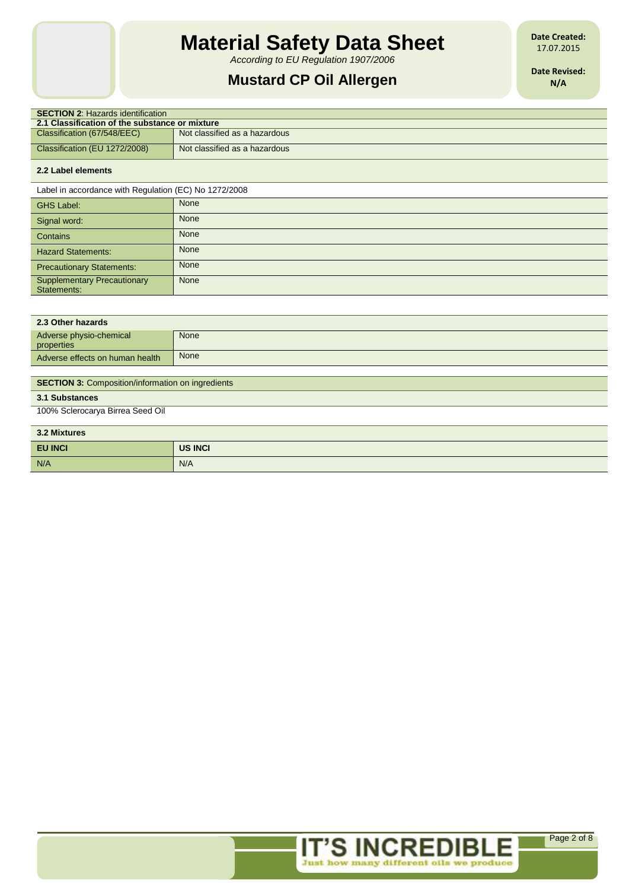| **SECTION 2**: Hazards identification | |
|---|---|
| **2.1 Classification of the substance or mixture** | |
| Classification (67/548/EEC) | Not classified as a hazardous |
| Classification (EU 1272/2008) | Not classified as a hazardous |

**2.2 Label elements**

Label in accordance with Regulation (EC) No 1272/2008

| | |
|---|---|
| GHS Label: | None |
| Signal word: | None |
| Contains | None |
| Hazard Statements: | None |
| Precautionary Statements: | None |
| Supplementary Precautionary Statements: | None |

| **2.3 Other hazards** | |
|---|---|
| Adverse physio-chemical properties | None |
| Adverse effects on human health | None |

**SECTION 3:** Composition/information on ingredients

**3.1 Substances**

100% Sclerocarya Birrea Seed Oil

**3.2 Mixtures**

| **EU INCI** | **US INCI** |
|---|---|
| N/A | N/A |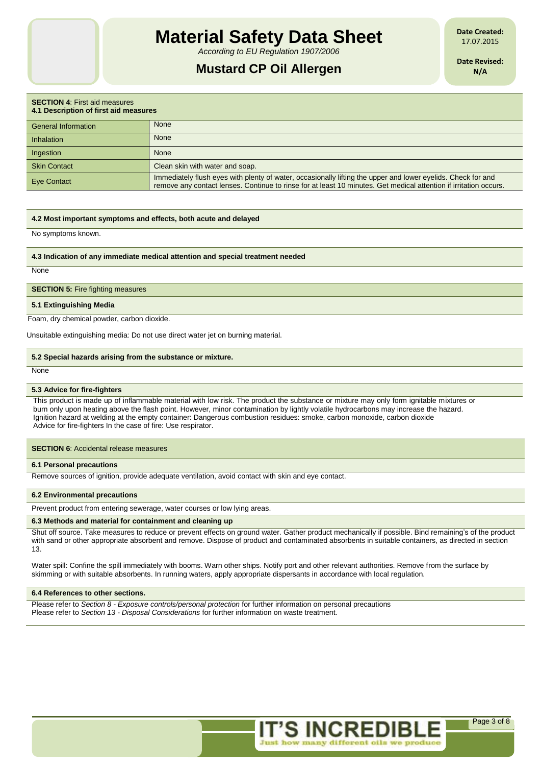**SECTION 4**: First aid measures
**4.1 Description of first aid measures**

| | |
|---|---|
| General Information | None |
| Inhalation | None |
| Ingestion | None |
| Skin Contact | Clean skin with water and soap. |
| Eye Contact | Immediately flush eyes with plenty of water, occasionally lifting the upper and lower eyelids. Check for and remove any contact lenses. Continue to rinse for at least 10 minutes. Get medical attention if irritation occurs. |

**4.2 Most important symptoms and effects, both acute and delayed**

No symptoms known.

**4.3 Indication of any immediate medical attention and special treatment needed**

None

**SECTION 5:** Fire fighting measures

**5.1 Extinguishing Media**

Foam, dry chemical powder, carbon dioxide.

Unsuitable extinguishing media: Do not use direct water jet on burning material.

**5.2 Special hazards arising from the substance or mixture.**

None

**5.3 Advice for fire-fighters**

This product is made up of inflammable material with low risk. The product the substance or mixture may only form ignitable mixtures or burn only upon heating above the flash point. However, minor contamination by lightly volatile hydrocarbons may increase the hazard. Ignition hazard at welding at the empty container: Dangerous combustion residues: smoke, carbon monoxide, carbon dioxide Advice for fire-fighters In the case of fire: Use respirator.

**SECTION 6**: Accidental release measures

**6.1 Personal precautions**

Remove sources of ignition, provide adequate ventilation, avoid contact with skin and eye contact.

**6.2 Environmental precautions**

Prevent product from entering sewerage, water courses or low lying areas.

**6.3 Methods and material for containment and cleaning up**

Shut off source. Take measures to reduce or prevent effects on ground water. Gather product mechanically if possible. Bind remaining's of the product with sand or other appropriate absorbent and remove. Dispose of product and contaminated absorbents in suitable containers, as directed in section 13.

Water spill: Confine the spill immediately with booms. Warn other ships. Notify port and other relevant authorities. Remove from the surface by skimming or with suitable absorbents. In running waters, apply appropriate dispersants in accordance with local regulation.

**6.4 References to other sections.**

Please refer to *Section 8 - Exposure controls/personal protection* for further information on personal precautions
Please refer to *Section 13 - Disposal Considerations* for further information on waste treatment.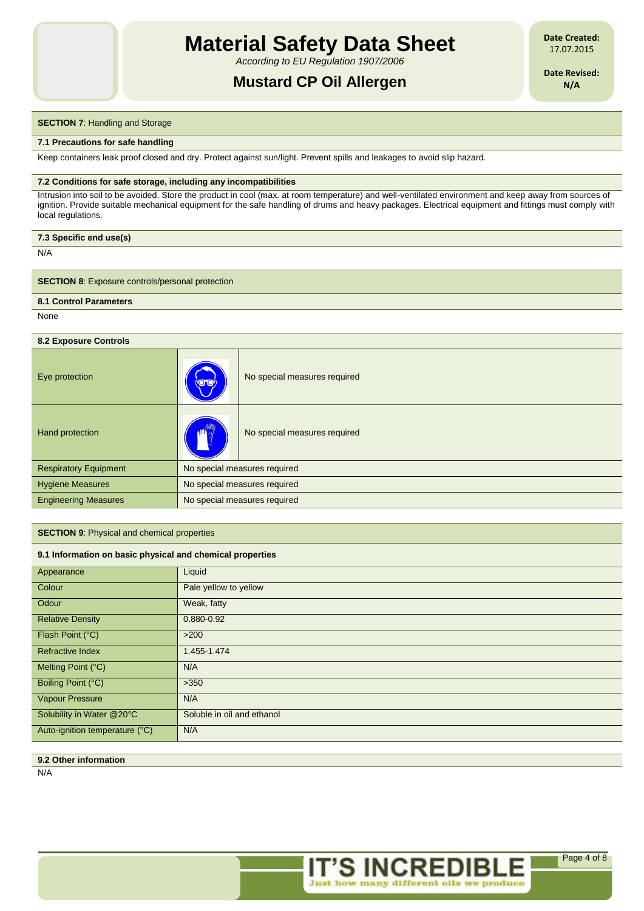**SECTION 7**: Handling and Storage

**7.1 Precautions for safe handling**

Keep containers leak proof closed and dry. Protect against sun/light. Prevent spills and leakages to avoid slip hazard.

**7.2 Conditions for safe storage, including any incompatibilities**

Intrusion into soil to be avoided. Store the product in cool (max. at room temperature) and well-ventilated environment and keep away from sources of ignition. Provide suitable mechanical equipment for the safe handling of drums and heavy packages. Electrical equipment and fittings must comply with local regulations.

**7.3 Specific end use(s)**

N/A

**SECTION 8**: Exposure controls/personal protection

**8.1 Control Parameters**

None

**8.2 Exposure Controls**

| | | |
|---|---|---|
| Eye protection | | No special measures required |
| Hand protection | | No special measures required |
| Respiratory Equipment | No special measures required | |
| Hygiene Measures | No special measures required | |
| Engineering Measures | No special measures required | |

**SECTION 9**: Physical and chemical properties

**9.1 Information on basic physical and chemical properties**

| | |
|---|---|
| Appearance | Liquid |
| Colour | Pale yellow to yellow |
| Odour | Weak, fatty |
| Relative Density | 0.880-0.92 |
| Flash Point (°C) | >200 |
| Refractive Index | 1.455-1.474 |
| Melting Point (°C) | N/A |
| Boiling Point (°C) | >350 |
| Vapour Pressure | N/A |
| Solubility in Water @20°C | Soluble in oil and ethanol |
| Auto-ignition temperature (°C) | N/A |

**9.2 Other information**

N/A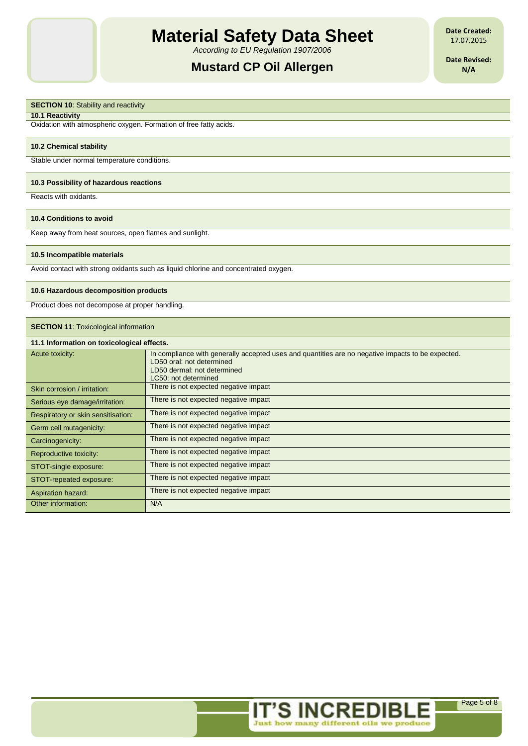## SECTION 10: Stability and reactivity

### 10.1 Reactivity

Oxidation with atmospheric oxygen. Formation of free fatty acids.

### 10.2 Chemical stability

Stable under normal temperature conditions.

### 10.3 Possibility of hazardous reactions

Reacts with oxidants.

### 10.4 Conditions to avoid

Keep away from heat sources, open flames and sunlight.

### 10.5 Incompatible materials

Avoid contact with strong oxidants such as liquid chlorine and concentrated oxygen.

### 10.6 Hazardous decomposition products

Product does not decompose at proper handling.

## SECTION 11: Toxicological information

### 11.1 Information on toxicological effects.

| | |
|---|---|
| Acute toxicity: | In compliance with generally accepted uses and quantities are no negative impacts to be expected.<br>LD50 oral: not determined<br>LD50 dermal: not determined<br>LC50: not determined |
| Skin corrosion / irritation: | There is not expected negative impact |
| Serious eye damage/irritation: | There is not expected negative impact |
| Respiratory or skin sensitisation: | There is not expected negative impact |
| Germ cell mutagenicity: | There is not expected negative impact |
| Carcinogenicity: | There is not expected negative impact |
| Reproductive toxicity: | There is not expected negative impact |
| STOT-single exposure: | There is not expected negative impact |
| STOT-repeated exposure: | There is not expected negative impact |
| Aspiration hazard: | There is not expected negative impact |
| Other information: | N/A |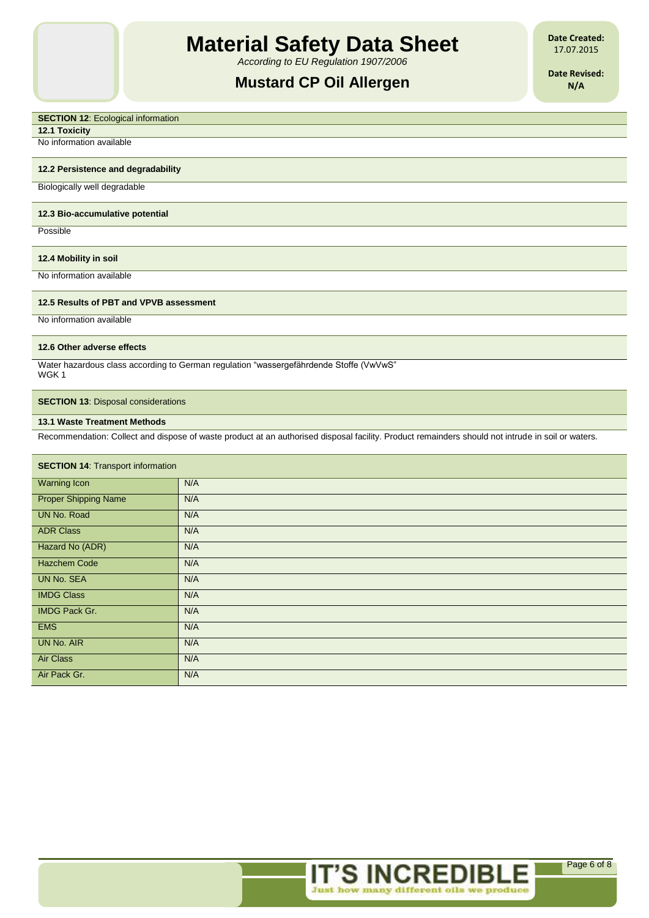**SECTION 12**: Ecological information

**12.1 Toxicity**

No information available

**12.2 Persistence and degradability**

Biologically well degradable

**12.3 Bio-accumulative potential**

Possible

**12.4 Mobility in soil**

No information available

**12.5 Results of PBT and VPVB assessment**

No information available

**12.6 Other adverse effects**

Water hazardous class according to German regulation "wassergefährdende Stoffe (VwVwS"
WGK 1

**SECTION 13**: Disposal considerations

**13.1 Waste Treatment Methods**

Recommendation: Collect and dispose of waste product at an authorised disposal facility. Product remainders should not intrude in soil or waters.

**SECTION 14**: Transport information

| | |
|---|---|
| Warning Icon | N/A |
| Proper Shipping Name | N/A |
| UN No. Road | N/A |
| ADR Class | N/A |
| Hazard No (ADR) | N/A |
| Hazchem Code | N/A |
| UN No. SEA | N/A |
| IMDG Class | N/A |
| IMDG Pack Gr. | N/A |
| EMS | N/A |
| UN No. AIR | N/A |
| Air Class | N/A |
| Air Pack Gr. | N/A |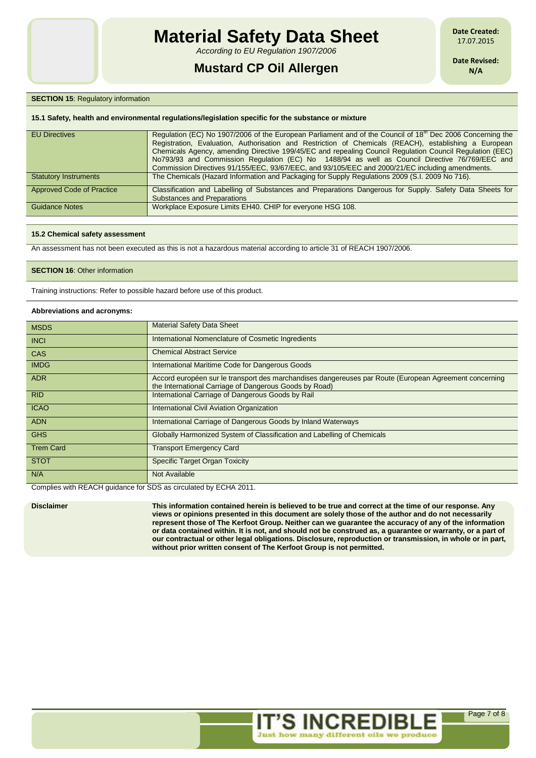**SECTION 15**: Regulatory information

**15.1 Safety, health and environmental regulations/legislation specific for the substance or mixture**

| | |
|---|---|
| EU Directives | Regulation (EC) No 1907/2006 of the European Parliament and of the Council of 18th Dec 2006 Concerning the Registration, Evaluation, Authorisation and Restriction of Chemicals (REACH), establishing a European Chemicals Agency, amending Directive 199/45/EC and repealing Council Regulation Council Regulation (EEC) No793/93 and Commission Regulation (EC) No 1488/94 as well as Council Directive 76/769/EEC and Commission Directives 91/155/EEC, 93/67/EEC, and 93/105/EEC and 2000/21/EC including amendments. |
| Statutory Instruments | The Chemicals (Hazard Information and Packaging for Supply Regulations 2009 (S.I. 2009 No 716). |
| Approved Code of Practice | Classification and Labelling of Substances and Preparations Dangerous for Supply. Safety Data Sheets for Substances and Preparations |
| Guidance Notes | Workplace Exposure Limits EH40. CHIP for everyone HSG 108. |

**15.2 Chemical safety assessment**

An assessment has not been executed as this is not a hazardous material according to article 31 of REACH 1907/2006.

**SECTION 16**: Other information

Training instructions: Refer to possible hazard before use of this product.

**Abbreviations and acronyms:**

| | |
|---|---|
| MSDS | Material Safety Data Sheet |
| INCI | International Nomenclature of Cosmetic Ingredients |
| CAS | Chemical Abstract Service |
| IMDG | International Maritime Code for Dangerous Goods |
| ADR | Accord européen sur le transport des marchandises dangereuses par Route (European Agreement concerning the International Carriage of Dangerous Goods by Road) |
| RID | International Carriage of Dangerous Goods by Rail |
| ICAO | International Civil Aviation Organization |
| ADN | International Carriage of Dangerous Goods by Inland Waterways |
| GHS | Globally Harmonized System of Classification and Labelling of Chemicals |
| Trem Card | Transport Emergency Card |
| STOT | Specific Target Organ Toxicity |
| N/A | Not Available |

Complies with REACH guidance for SDS as circulated by ECHA 2011.

**Disclaimer**

**This information contained herein is believed to be true and correct at the time of our response. Any views or opinions presented in this document are solely those of the author and do not necessarily represent those of The Kerfoot Group. Neither can we guarantee the accuracy of any of the information or data contained within. It is not, and should not be construed as, a guarantee or warranty, or a part of our contractual or other legal obligations. Disclosure, reproduction or transmission, in whole or in part, without prior written consent of The Kerfoot Group is not permitted.**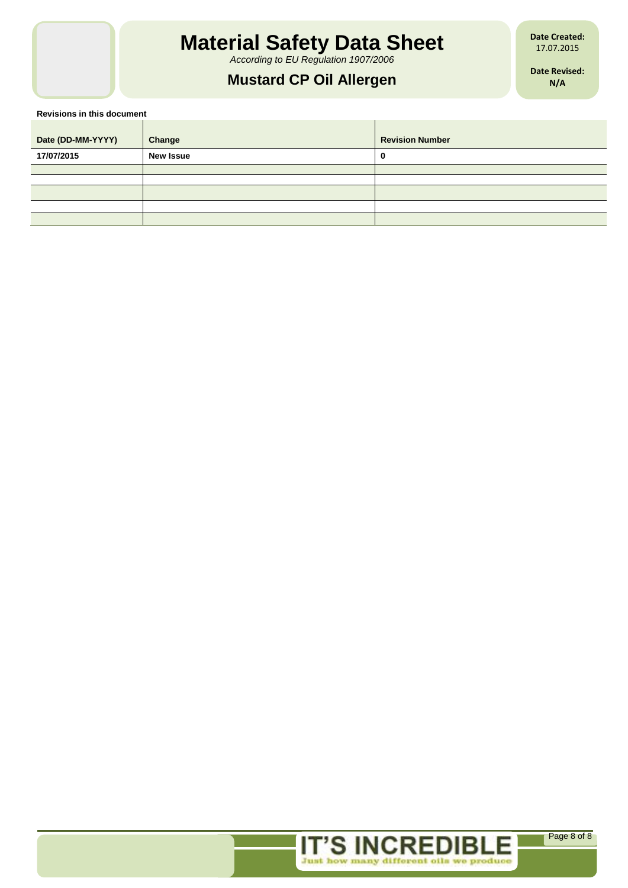**Revisions in this document**

| Date (DD-MM-YYYY) | Change | Revision Number |
|---|---|---|
| 17/07/2015 | New Issue | 0 |
| | | |
| | | |
| | | |
| | | |
| | | |